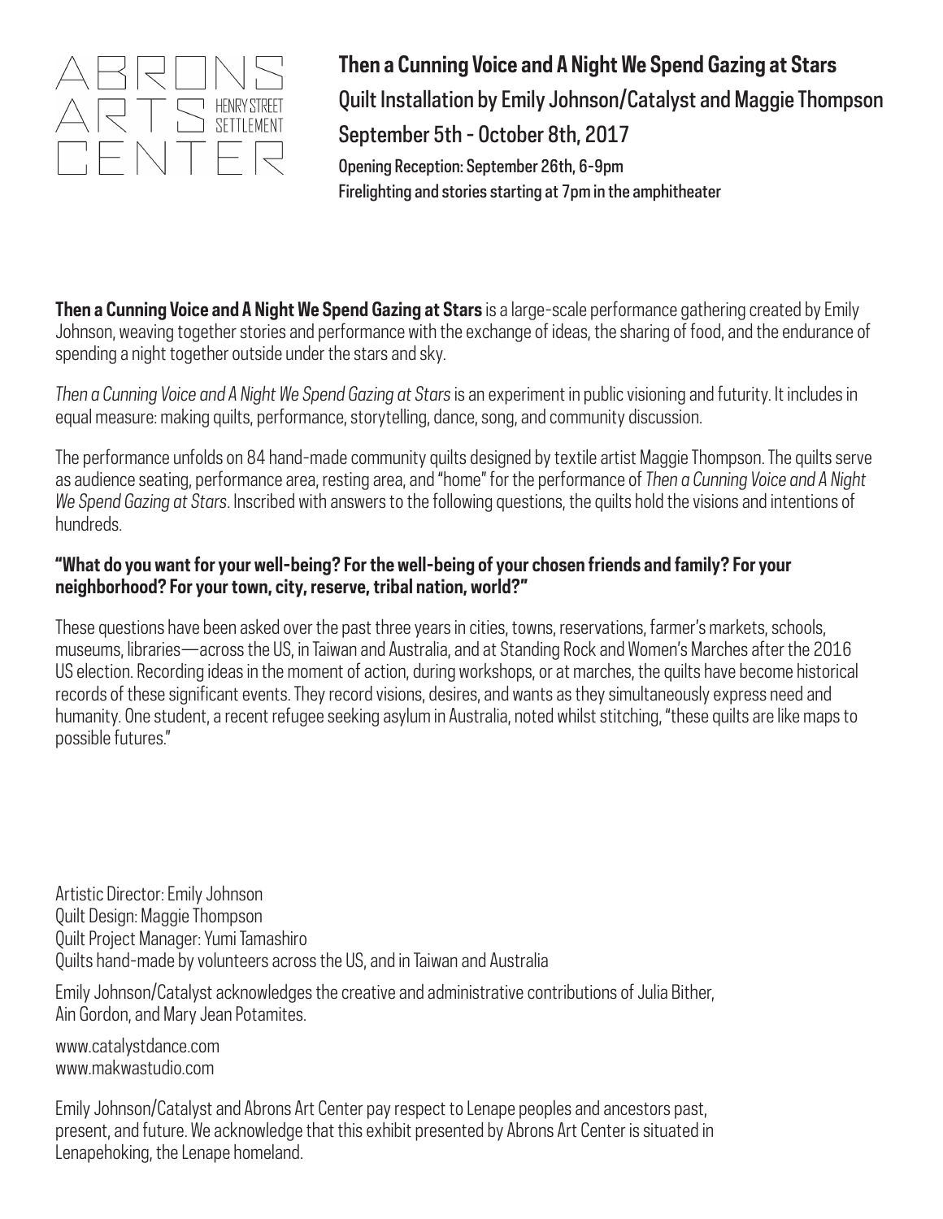ABRONS ARTS CENTER HENRY STREET SETTLEMENT

# Then a Cunning Voice and A Night We Spend Gazing at Stars

## Quilt Installation by Emily Johnson/Catalyst and Maggie Thompson

## September 5th - October 8th, 2017

Opening Reception: September 26th, 6-9pm
Firelighting and stories starting at 7pm in the amphitheater

**Then a Cunning Voice and A Night We Spend Gazing at Stars** is a large-scale performance gathering created by Emily Johnson, weaving together stories and performance with the exchange of ideas, the sharing of food, and the endurance of spending a night together outside under the stars and sky.

*Then a Cunning Voice and A Night We Spend Gazing at Stars* is an experiment in public visioning and futurity. It includes in equal measure: making quilts, performance, storytelling, dance, song, and community discussion.

The performance unfolds on 84 hand-made community quilts designed by textile artist Maggie Thompson. The quilts serve as audience seating, performance area, resting area, and "home" for the performance of *Then a Cunning Voice and A Night We Spend Gazing at Stars*. Inscribed with answers to the following questions, the quilts hold the visions and intentions of hundreds.

**"What do you want for your well-being? For the well-being of your chosen friends and family? For your neighborhood? For your town, city, reserve, tribal nation, world?"**

These questions have been asked over the past three years in cities, towns, reservations, farmer's markets, schools, museums, libraries—across the US, in Taiwan and Australia, and at Standing Rock and Women's Marches after the 2016 US election. Recording ideas in the moment of action, during workshops, or at marches, the quilts have become historical records of these significant events. They record visions, desires, and wants as they simultaneously express need and humanity. One student, a recent refugee seeking asylum in Australia, noted whilst stitching, "these quilts are like maps to possible futures."

Artistic Director: Emily Johnson
Quilt Design: Maggie Thompson
Quilt Project Manager: Yumi Tamashiro
Quilts hand-made by volunteers across the US, and in Taiwan and Australia

Emily Johnson/Catalyst acknowledges the creative and administrative contributions of Julia Bither, Ain Gordon, and Mary Jean Potamites.

www.catalystdance.com
www.makwastudio.com

Emily Johnson/Catalyst and Abrons Art Center pay respect to Lenape peoples and ancestors past, present, and future. We acknowledge that this exhibit presented by Abrons Art Center is situated in Lenapehoking, the Lenape homeland.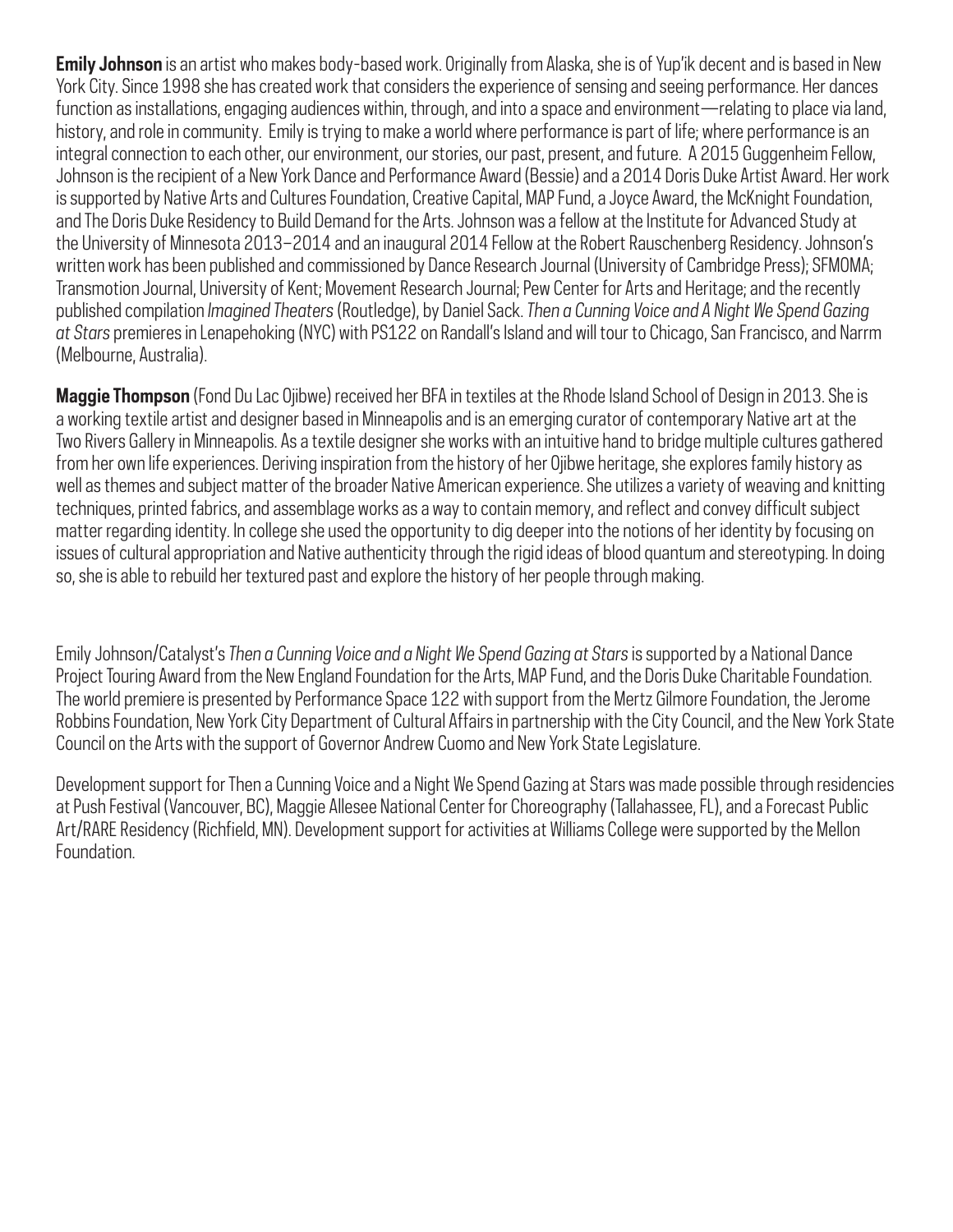**Emily Johnson** is an artist who makes body-based work. Originally from Alaska, she is of Yup'ik decent and is based in New York City. Since 1998 she has created work that considers the experience of sensing and seeing performance. Her dances function as installations, engaging audiences within, through, and into a space and environment—relating to place via land, history, and role in community. Emily is trying to make a world where performance is part of life; where performance is an integral connection to each other, our environment, our stories, our past, present, and future. A 2015 Guggenheim Fellow, Johnson is the recipient of a New York Dance and Performance Award (Bessie) and a 2014 Doris Duke Artist Award. Her work is supported by Native Arts and Cultures Foundation, Creative Capital, MAP Fund, a Joyce Award, the McKnight Foundation, and The Doris Duke Residency to Build Demand for the Arts. Johnson was a fellow at the Institute for Advanced Study at the University of Minnesota 2013–2014 and an inaugural 2014 Fellow at the Robert Rauschenberg Residency. Johnson's written work has been published and commissioned by Dance Research Journal (University of Cambridge Press); SFMOMA; Transmotion Journal, University of Kent; Movement Research Journal; Pew Center for Arts and Heritage; and the recently published compilation *Imagined Theaters* (Routledge), by Daniel Sack. *Then a Cunning Voice and A Night We Spend Gazing at Stars* premieres in Lenapehoking (NYC) with PS122 on Randall's Island and will tour to Chicago, San Francisco, and Narrm (Melbourne, Australia).

**Maggie Thompson** (Fond Du Lac Ojibwe) received her BFA in textiles at the Rhode Island School of Design in 2013. She is a working textile artist and designer based in Minneapolis and is an emerging curator of contemporary Native art at the Two Rivers Gallery in Minneapolis. As a textile designer she works with an intuitive hand to bridge multiple cultures gathered from her own life experiences. Deriving inspiration from the history of her Ojibwe heritage, she explores family history as well as themes and subject matter of the broader Native American experience. She utilizes a variety of weaving and knitting techniques, printed fabrics, and assemblage works as a way to contain memory, and reflect and convey difficult subject matter regarding identity. In college she used the opportunity to dig deeper into the notions of her identity by focusing on issues of cultural appropriation and Native authenticity through the rigid ideas of blood quantum and stereotyping. In doing so, she is able to rebuild her textured past and explore the history of her people through making.

Emily Johnson/Catalyst's *Then a Cunning Voice and a Night We Spend Gazing at Stars* is supported by a National Dance Project Touring Award from the New England Foundation for the Arts, MAP Fund, and the Doris Duke Charitable Foundation. The world premiere is presented by Performance Space 122 with support from the Mertz Gilmore Foundation, the Jerome Robbins Foundation, New York City Department of Cultural Affairs in partnership with the City Council, and the New York State Council on the Arts with the support of Governor Andrew Cuomo and New York State Legislature.

Development support for Then a Cunning Voice and a Night We Spend Gazing at Stars was made possible through residencies at Push Festival (Vancouver, BC), Maggie Allesee National Center for Choreography (Tallahassee, FL), and a Forecast Public Art/RARE Residency (Richfield, MN). Development support for activities at Williams College were supported by the Mellon Foundation.